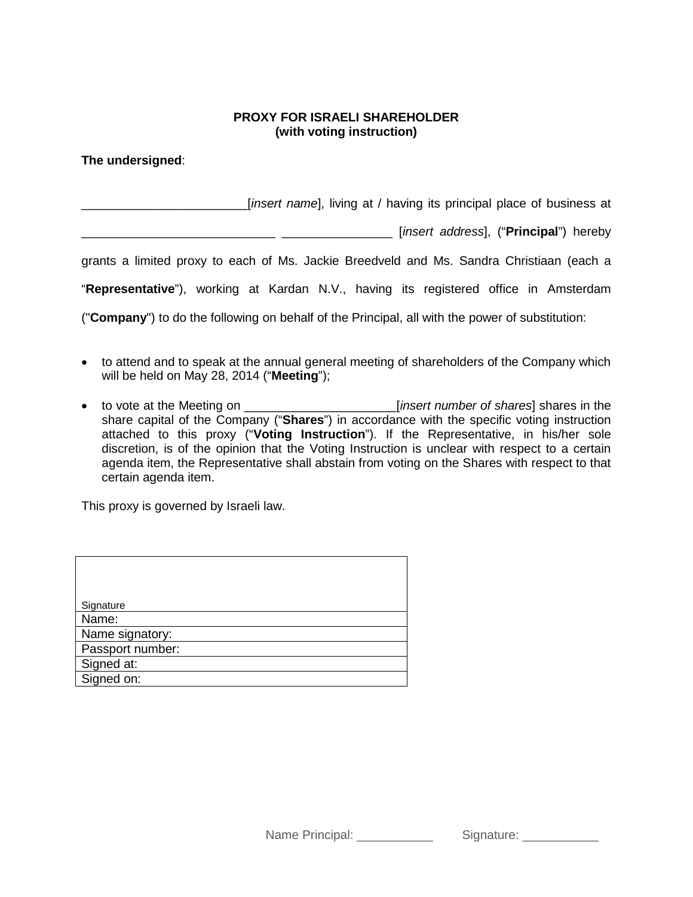**PROXY FOR ISRAELI SHAREHOLDER**
**(with voting instruction)**

**The undersigned**:

________________________[*insert name*], living at / having its principal place of business at ____________________________ ________________ [*insert address*], ("**Principal**") hereby grants a limited proxy to each of Ms. Jackie Breedveld and Ms. Sandra Christiaan (each a "**Representative**"), working at Kardan N.V., having its registered office in Amsterdam ("**Company**") to do the following on behalf of the Principal, all with the power of substitution:

- to attend and to speak at the annual general meeting of shareholders of the Company which will be held on May 28, 2014 ("**Meeting**");
- to vote at the Meeting on ______________________[*insert number of shares*] shares in the share capital of the Company ("**Shares**") in accordance with the specific voting instruction attached to this proxy ("**Voting Instruction**"). If the Representative, in his/her sole discretion, is of the opinion that the Voting Instruction is unclear with respect to a certain agenda item, the Representative shall abstain from voting on the Shares with respect to that certain agenda item.

This proxy is governed by Israeli law.

| Signature |
|---|
| Name: |
| Name signatory: |
| Passport number: |
| Signed at: |
| Signed on: |

Name Principal: ___________ Signature: ___________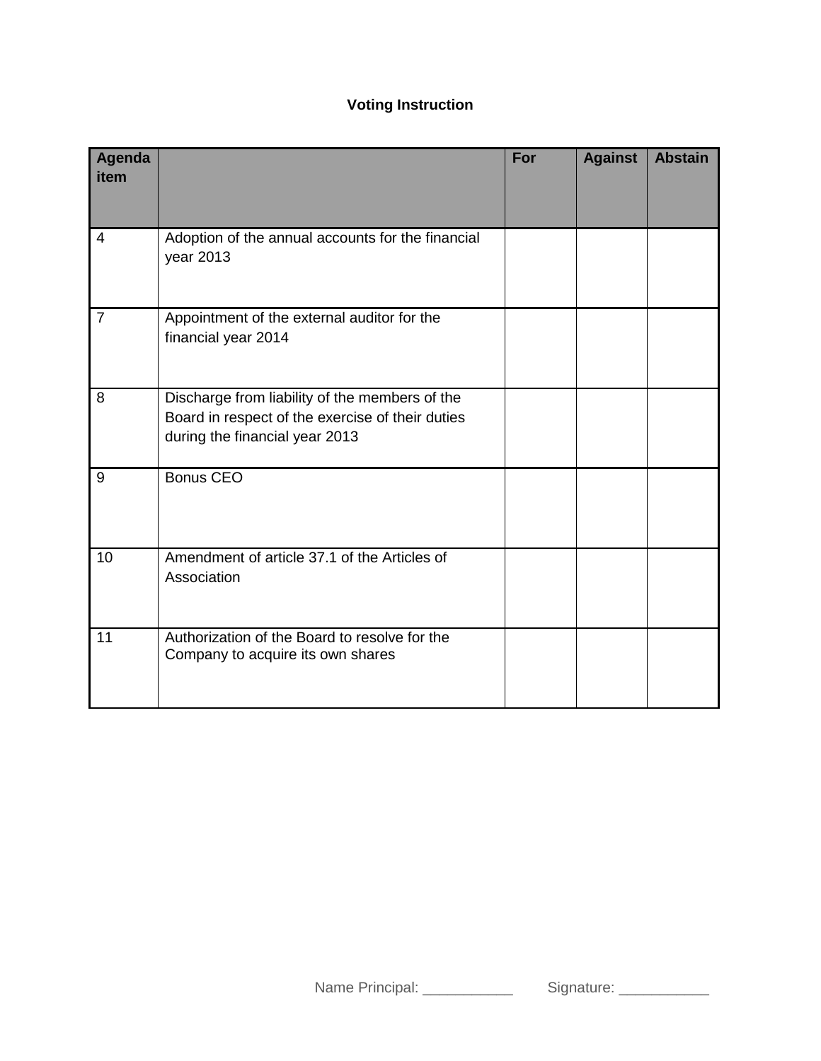**Voting Instruction**

| Agenda item | | For | Against | Abstain |
|---|---|---|---|---|
| 4 | Adoption of the annual accounts for the financial year 2013 | | | |
| 7 | Appointment of the external auditor for the financial year 2014 | | | |
| 8 | Discharge from liability of the members of the Board in respect of the exercise of their duties during the financial year 2013 | | | |
| 9 | Bonus CEO | | | |
| 10 | Amendment of article 37.1 of the Articles of Association | | | |
| 11 | Authorization of the Board to resolve for the Company to acquire its own shares | | | |

Name Principal: ___________ Signature: ___________